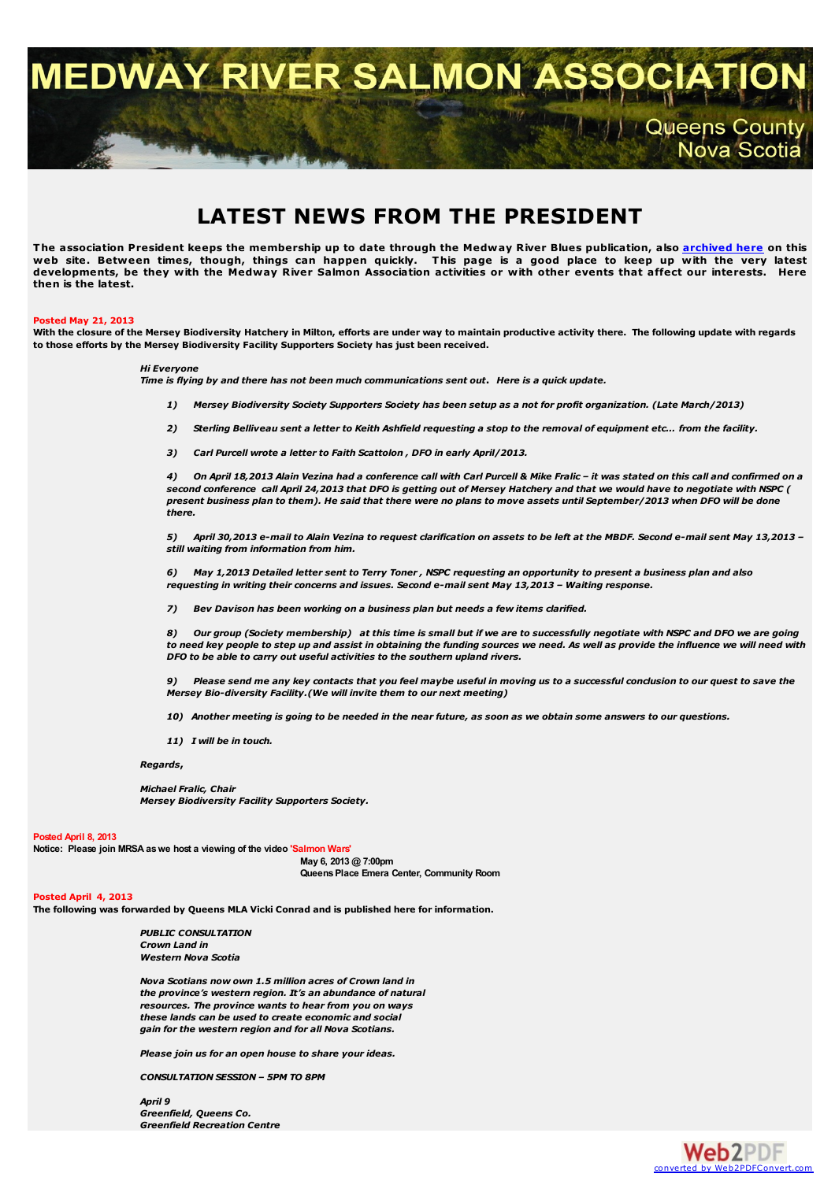# MEDWAY RIVER SALMON ASSOCIATION

Queens County
Nova Scotia

## LATEST NEWS FROM THE PRESIDENT

**The association President keeps the membership up to date through the Medway River Blues publication, also archived here on this web site. Between times, though, things can happen quickly. This page is a good place to keep up with the very latest developments, be they with the Medway River Salmon Association activities or with other events that affect our interests. Here then is the latest.**

**Posted May 21, 2013**

**With the closure of the Mersey Biodiversity Hatchery in Milton, efforts are under way to maintain productive activity there. The following update with regards to those efforts by the Mersey Biodiversity Facility Supporters Society has just been received.**

> ***Hi Everyone***
> ***Time is flying by and there has not been much communications sent out. Here is a quick update.***
>
> 1) ***Mersey Biodiversity Society Supporters Society has been setup as a not for profit organization. (Late March/2013)***
>
> 2) ***Sterling Belliveau sent a letter to Keith Ashfield requesting a stop to the removal of equipment etc... from the facility.***
>
> 3) ***Carl Purcell wrote a letter to Faith Scattolon , DFO in early April/2013.***
>
> 4) ***On April 18,2013 Alain Vezina had a conference call with Carl Purcell & Mike Fralic – it was stated on this call and confirmed on a second conference call April 24,2013 that DFO is getting out of Mersey Hatchery and that we would have to negotiate with NSPC ( present business plan to them). He said that there were no plans to move assets until September/2013 when DFO will be done there.***
>
> 5) ***April 30,2013 e-mail to Alain Vezina to request clarification on assets to be left at the MBDF. Second e-mail sent May 13,2013 – still waiting from information from him.***
>
> 6) ***May 1,2013 Detailed letter sent to Terry Toner , NSPC requesting an opportunity to present a business plan and also requesting in writing their concerns and issues. Second e-mail sent May 13,2013 – Waiting response.***
>
> 7) ***Bev Davison has been working on a business plan but needs a few items clarified.***
>
> 8) ***Our group (Society membership) at this time is small but if we are to successfully negotiate with NSPC and DFO we are going to need key people to step up and assist in obtaining the funding sources we need. As well as provide the influence we will need with DFO to be able to carry out useful activities to the southern upland rivers.***
>
> 9) ***Please send me any key contacts that you feel maybe useful in moving us to a successful conclusion to our quest to save the Mersey Bio-diversity Facility.(We will invite them to our next meeting)***
>
> 10) ***Another meeting is going to be needed in the near future, as soon as we obtain some answers to our questions.***
>
> 11) ***I will be in touch.***
>
> ***Regards,***
>
> ***Michael Fralic, Chair***
> ***Mersey Biodiversity Facility Supporters Society.***

**Posted April 8, 2013**

**Notice: Please join MRSA as we host a viewing of the video 'Salmon Wars'**

**May 6, 2013 @ 7:00pm**
**Queens Place Emera Center, Community Room**

**Posted April 4, 2013**

**The following was forwarded by Queens MLA Vicki Conrad and is published here for information.**

> ***PUBLIC CONSULTATION***
> ***Crown Land in***
> ***Western Nova Scotia***
>
> ***Nova Scotians now own 1.5 million acres of Crown land in the province's western region. It's an abundance of natural resources. The province wants to hear from you on ways these lands can be used to create economic and social gain for the western region and for all Nova Scotians.***
>
> ***Please join us for an open house to share your ideas.***
>
> ***CONSULTATION SESSION – 5PM TO 8PM***
>
> ***April 9***
> ***Greenfield, Queens Co.***
> ***Greenfield Recreation Centre***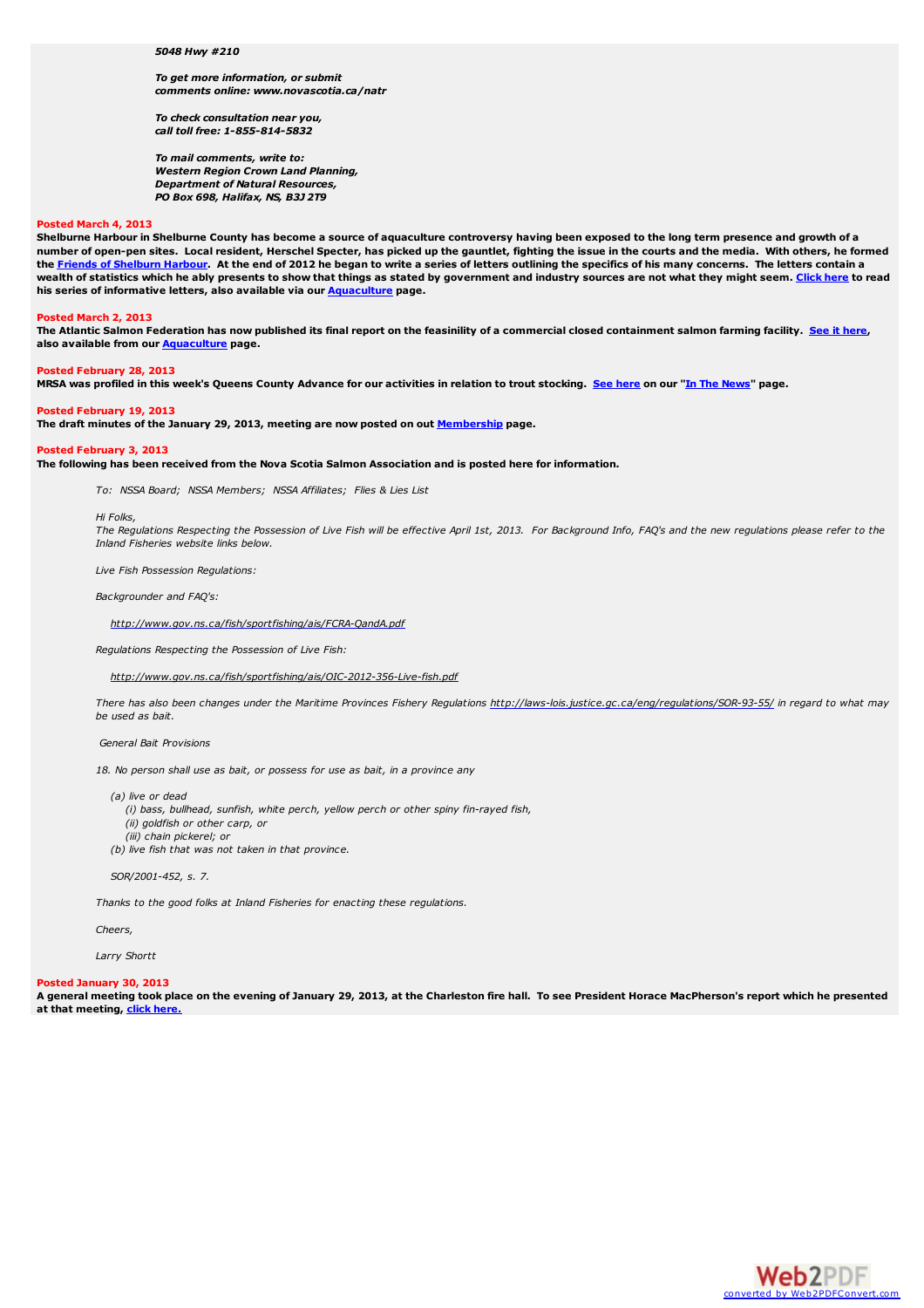***5048 Hwy #210***

***To get more information, or submit comments online: www.novascotia.ca/natr***

***To check consultation near you, call toll free: 1-855-814-5832***

***To mail comments, write to:***
***Western Region Crown Land Planning,***
***Department of Natural Resources,***
***PO Box 698, Halifax, NS, B3J 2T9***

**Posted March 4, 2013**
**Shelburne Harbour in Shelburne County has become a source of aquaculture controversy having been exposed to the long term presence and growth of a number of open-pen sites. Local resident, Herschel Specter, has picked up the gauntlet, fighting the issue in the courts and the media. With others, he formed the Friends of Shelburn Harbour. At the end of 2012 he began to write a series of letters outlining the specifics of his many concerns. The letters contain a wealth of statistics which he ably presents to show that things as stated by government and industry sources are not what they might seem. Click here to read his series of informative letters, also available via our Aquaculture page.**

**Posted March 2, 2013**
**The Atlantic Salmon Federation has now published its final report on the feasinility of a commercial closed containment salmon farming facility. See it here, also available from our Aquaculture page.**

**Posted February 28, 2013**
**MRSA was profiled in this week's Queens County Advance for our activities in relation to trout stocking. See here on our "In The News" page.**

**Posted February 19, 2013**
**The draft minutes of the January 29, 2013, meeting are now posted on out Membership page.**

**Posted February 3, 2013**
**The following has been received from the Nova Scotia Salmon Association and is posted here for information.**

*To: NSSA Board; NSSA Members; NSSA Affiliates; Flies & Lies List*

*Hi Folks,*
*The Regulations Respecting the Possession of Live Fish will be effective April 1st, 2013. For Background Info, FAQ's and the new regulations please refer to the Inland Fisheries website links below.*

*Live Fish Possession Regulations:*

*Backgrounder and FAQ's:*

*http://www.gov.ns.ca/fish/sportfishing/ais/FCRA-QandA.pdf*

*Regulations Respecting the Possession of Live Fish:*

*http://www.gov.ns.ca/fish/sportfishing/ais/OIC-2012-356-Live-fish.pdf*

*There has also been changes under the Maritime Provinces Fishery Regulations http://laws-lois.justice.gc.ca/eng/regulations/SOR-93-55/ in regard to what may be used as bait.*

*General Bait Provisions*

*18. No person shall use as bait, or possess for use as bait, in a province any*

*(a) live or dead*
*(i) bass, bullhead, sunfish, white perch, yellow perch or other spiny fin-rayed fish,*
*(ii) goldfish or other carp, or*
*(iii) chain pickerel; or*
*(b) live fish that was not taken in that province.*

*SOR/2001-452, s. 7.*

*Thanks to the good folks at Inland Fisheries for enacting these regulations.*

*Cheers,*

*Larry Shortt*

**Posted January 30, 2013**
**A general meeting took place on the evening of January 29, 2013, at the Charleston fire hall. To see President Horace MacPherson's report which he presented at that meeting, click here.**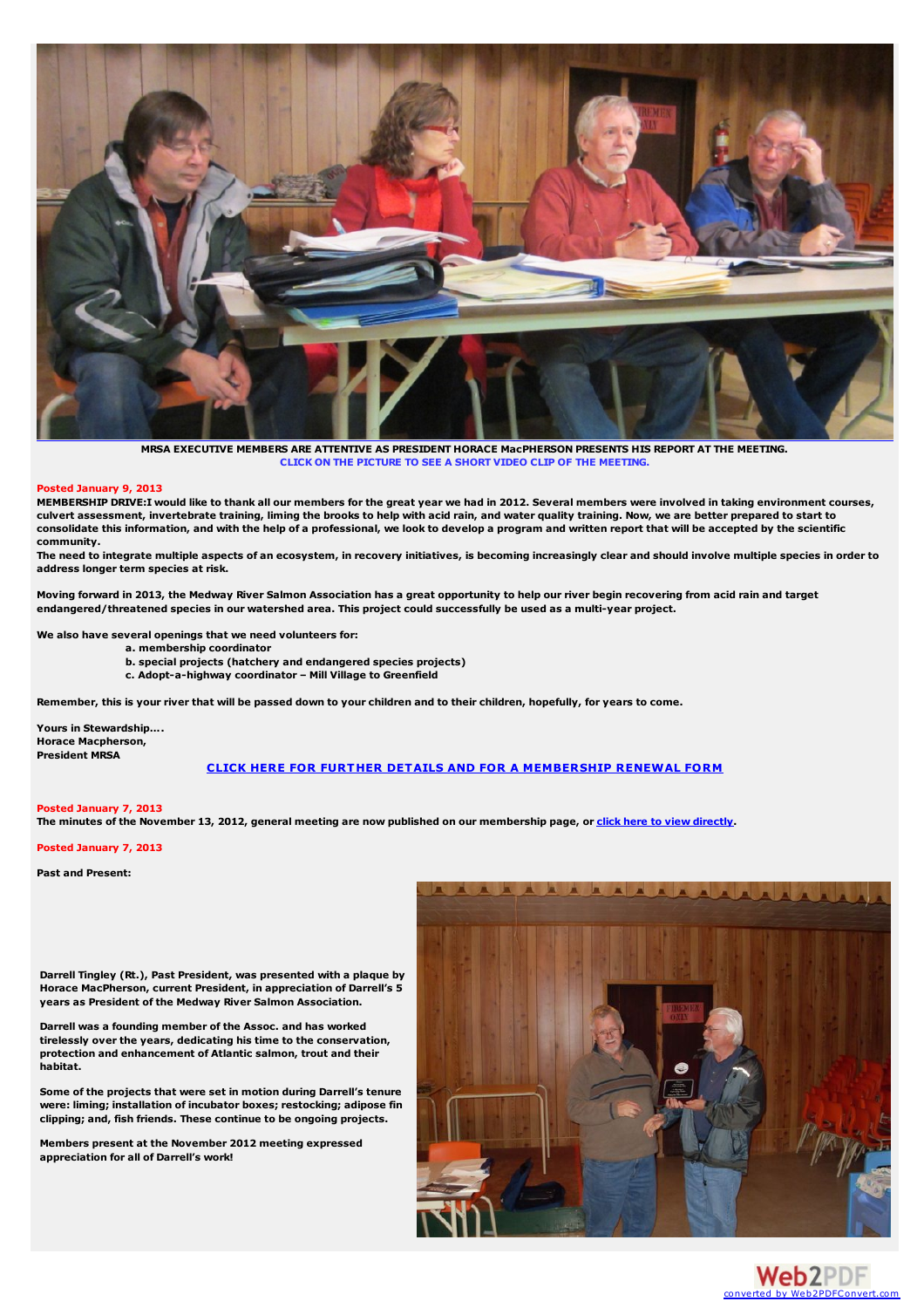**MRSA EXECUTIVE MEMBERS ARE ATTENTIVE AS PRESIDENT HORACE MacPHERSON PRESENTS HIS REPORT AT THE MEETING.**
**CLICK ON THE PICTURE TO SEE A SHORT VIDEO CLIP OF THE MEETING.**

**Posted January 9, 2013**

**MEMBERSHIP DRIVE:I would like to thank all our members for the great year we had in 2012. Several members were involved in taking environment courses, culvert assessment, invertebrate training, liming the brooks to help with acid rain, and water quality training. Now, we are better prepared to start to consolidate this information, and with the help of a professional, we look to develop a program and written report that will be accepted by the scientific community.**

**The need to integrate multiple aspects of an ecosystem, in recovery initiatives, is becoming increasingly clear and should involve multiple species in order to address longer term species at risk.**

**Moving forward in 2013, the Medway River Salmon Association has a great opportunity to help our river begin recovering from acid rain and target endangered/threatened species in our watershed area. This project could successfully be used as a multi-year project.**

**We also have several openings that we need volunteers for:**

- **a. membership coordinator**
- **b. special projects (hatchery and endangered species projects)**
- **c. Adopt-a-highway coordinator – Mill Village to Greenfield**

**Remember, this is your river that will be passed down to your children and to their children, hopefully, for years to come.**

**Yours in Stewardship....**
**Horace Macpherson,**
**President MRSA**

**CLICK HERE FOR FURTHER DETAILS AND FOR A MEMBERSHIP RENEWAL FORM**

**Posted January 7, 2013**

**The minutes of the November 13, 2012, general meeting are now published on our membership page, or click here to view directly.**

**Posted January 7, 2013**

**Past and Present:**

**Darrell Tingley (Rt.), Past President, was presented with a plaque by Horace MacPherson, current President, in appreciation of Darrell's 5 years as President of the Medway River Salmon Association.**

**Darrell was a founding member of the Assoc. and has worked tirelessly over the years, dedicating his time to the conservation, protection and enhancement of Atlantic salmon, trout and their habitat.**

**Some of the projects that were set in motion during Darrell's tenure were: liming; installation of incubator boxes; restocking; adipose fin clipping; and, fish friends. These continue to be ongoing projects.**

**Members present at the November 2012 meeting expressed appreciation for all of Darrell's work!**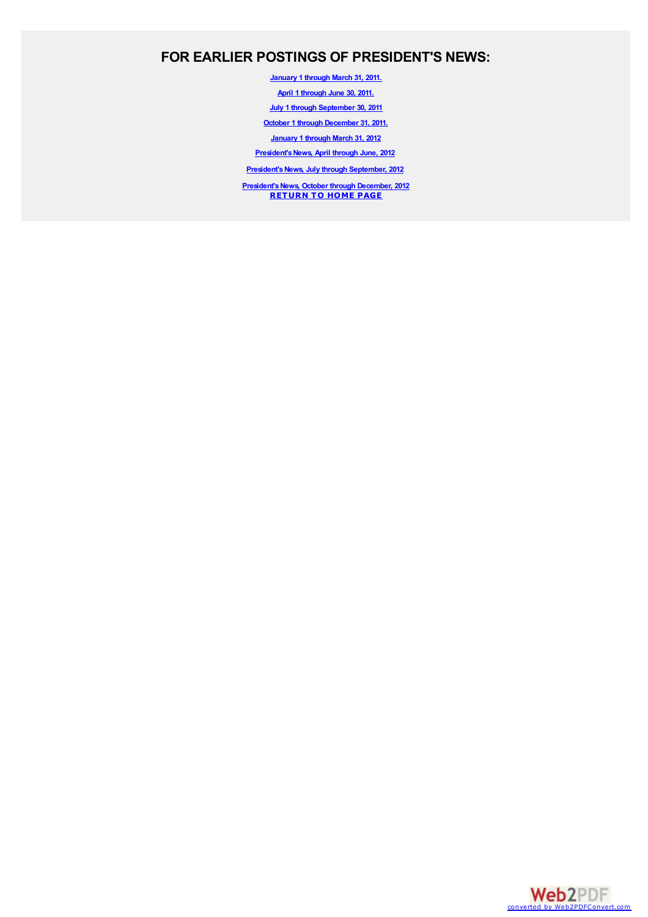## FOR EARLIER POSTINGS OF PRESIDENT'S NEWS:

January 1 through March 31, 2011.

April 1 through June 30, 2011.

July 1 through September 30, 2011

October 1 through December 31, 2011.

January 1 through March 31, 2012

President's News, April through June, 2012

President's News, July through September, 2012

President's News, October through December, 2012

**RETURN TO HOME PAGE**